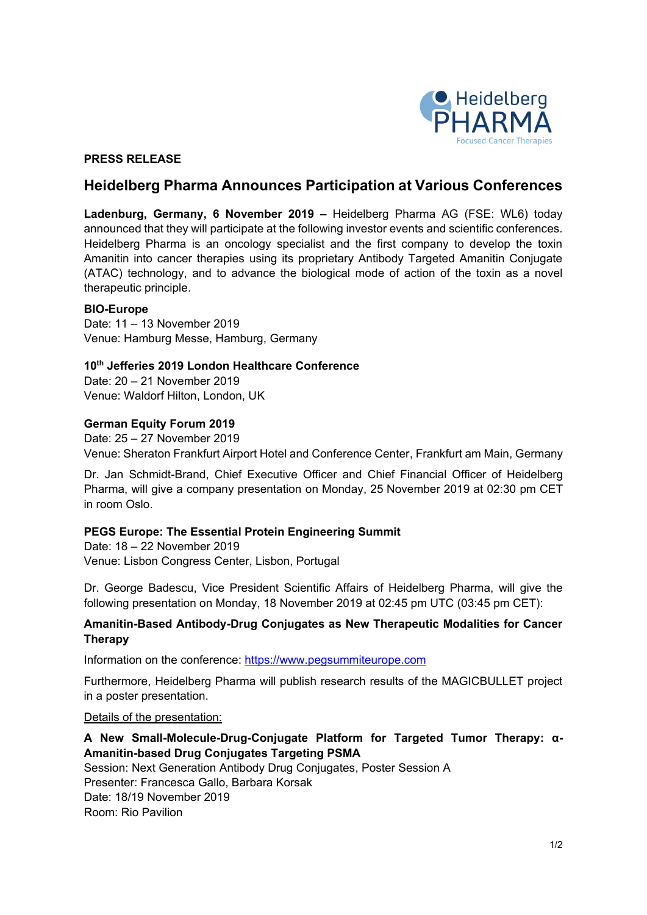**PRESS RELEASE**

# Heidelberg Pharma Announces Participation at Various Conferences

**Ladenburg, Germany, 6 November 2019 –** Heidelberg Pharma AG (FSE: WL6) today announced that they will participate at the following investor events and scientific conferences. Heidelberg Pharma is an oncology specialist and the first company to develop the toxin Amanitin into cancer therapies using its proprietary Antibody Targeted Amanitin Conjugate (ATAC) technology, and to advance the biological mode of action of the toxin as a novel therapeutic principle.

**BIO-Europe**
Date: 11 – 13 November 2019
Venue: Hamburg Messe, Hamburg, Germany

**10th Jefferies 2019 London Healthcare Conference**
Date: 20 – 21 November 2019
Venue: Waldorf Hilton, London, UK

**German Equity Forum 2019**
Date: 25 – 27 November 2019
Venue: Sheraton Frankfurt Airport Hotel and Conference Center, Frankfurt am Main, Germany

Dr. Jan Schmidt-Brand, Chief Executive Officer and Chief Financial Officer of Heidelberg Pharma, will give a company presentation on Monday, 25 November 2019 at 02:30 pm CET in room Oslo.

**PEGS Europe: The Essential Protein Engineering Summit**
Date: 18 – 22 November 2019
Venue: Lisbon Congress Center, Lisbon, Portugal

Dr. George Badescu, Vice President Scientific Affairs of Heidelberg Pharma, will give the following presentation on Monday, 18 November 2019 at 02:45 pm UTC (03:45 pm CET):

**Amanitin-Based Antibody-Drug Conjugates as New Therapeutic Modalities for Cancer Therapy**

Information on the conference: https://www.pegsummiteurope.com

Furthermore, Heidelberg Pharma will publish research results of the MAGICBULLET project in a poster presentation.

Details of the presentation:

**A New Small-Molecule-Drug-Conjugate Platform for Targeted Tumor Therapy: α-Amanitin-based Drug Conjugates Targeting PSMA**
Session: Next Generation Antibody Drug Conjugates, Poster Session A
Presenter: Francesca Gallo, Barbara Korsak
Date: 18/19 November 2019
Room: Rio Pavilion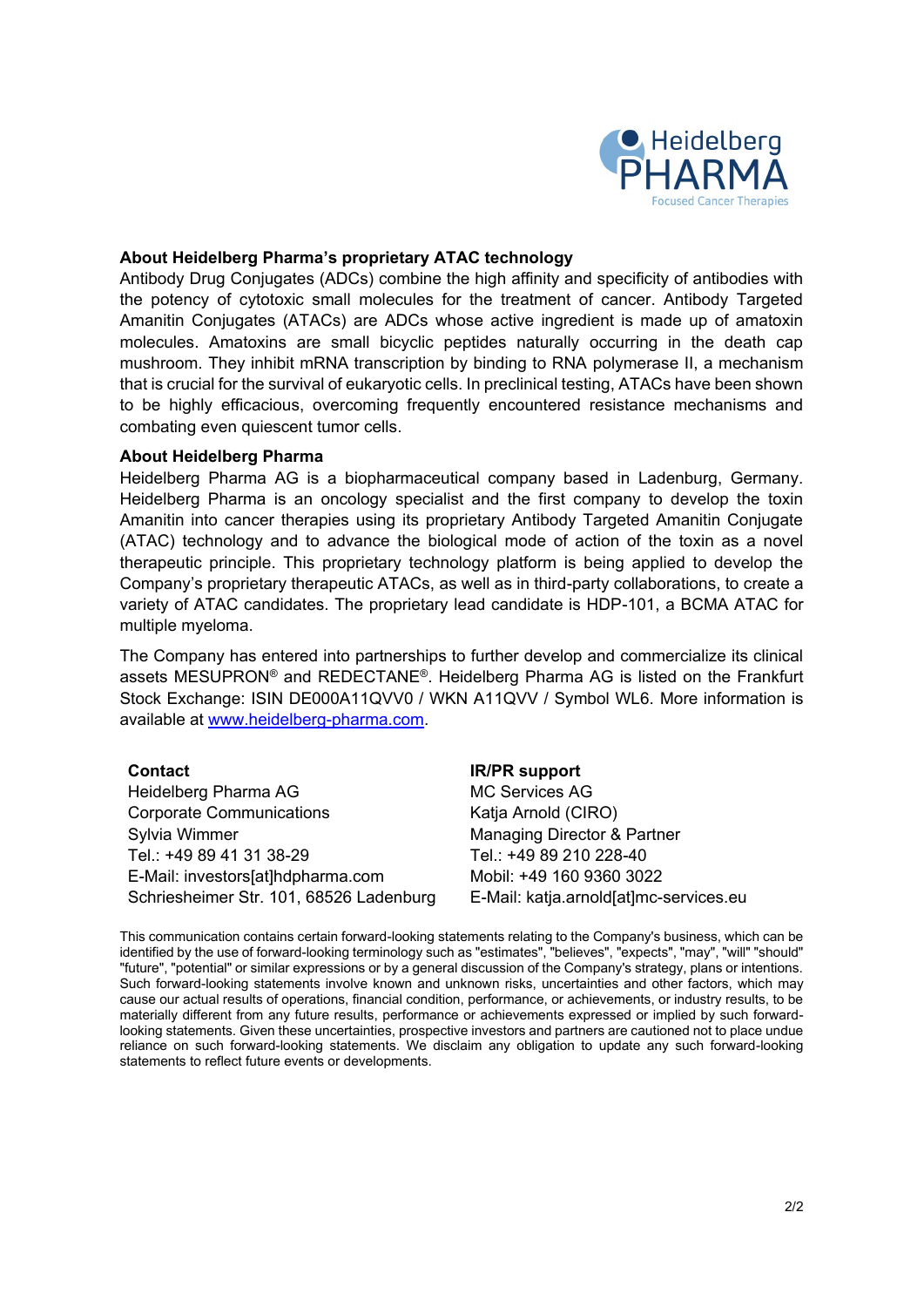### About Heidelberg Pharma's proprietary ATAC technology

Antibody Drug Conjugates (ADCs) combine the high affinity and specificity of antibodies with the potency of cytotoxic small molecules for the treatment of cancer. Antibody Targeted Amanitin Conjugates (ATACs) are ADCs whose active ingredient is made up of amatoxin molecules. Amatoxins are small bicyclic peptides naturally occurring in the death cap mushroom. They inhibit mRNA transcription by binding to RNA polymerase II, a mechanism that is crucial for the survival of eukaryotic cells. In preclinical testing, ATACs have been shown to be highly efficacious, overcoming frequently encountered resistance mechanisms and combating even quiescent tumor cells.

### About Heidelberg Pharma

Heidelberg Pharma AG is a biopharmaceutical company based in Ladenburg, Germany. Heidelberg Pharma is an oncology specialist and the first company to develop the toxin Amanitin into cancer therapies using its proprietary Antibody Targeted Amanitin Conjugate (ATAC) technology and to advance the biological mode of action of the toxin as a novel therapeutic principle. This proprietary technology platform is being applied to develop the Company's proprietary therapeutic ATACs, as well as in third-party collaborations, to create a variety of ATAC candidates. The proprietary lead candidate is HDP-101, a BCMA ATAC for multiple myeloma.

The Company has entered into partnerships to further develop and commercialize its clinical assets MESUPRON® and REDECTANE®. Heidelberg Pharma AG is listed on the Frankfurt Stock Exchange: ISIN DE000A11QVV0 / WKN A11QVV / Symbol WL6. More information is available at www.heidelberg-pharma.com.

**Contact**
Heidelberg Pharma AG
Corporate Communications
Sylvia Wimmer
Tel.: +49 89 41 31 38-29
E-Mail: investors[at]hdpharma.com
Schriesheimer Str. 101, 68526 Ladenburg

**IR/PR support**
MC Services AG
Katja Arnold (CIRO)
Managing Director & Partner
Tel.: +49 89 210 228-40
Mobil: +49 160 9360 3022
E-Mail: katja.arnold[at]mc-services.eu

This communication contains certain forward-looking statements relating to the Company's business, which can be identified by the use of forward-looking terminology such as "estimates", "believes", "expects", "may", "will" "should" "future", "potential" or similar expressions or by a general discussion of the Company's strategy, plans or intentions. Such forward-looking statements involve known and unknown risks, uncertainties and other factors, which may cause our actual results of operations, financial condition, performance, or achievements, or industry results, to be materially different from any future results, performance or achievements expressed or implied by such forward-looking statements. Given these uncertainties, prospective investors and partners are cautioned not to place undue reliance on such forward-looking statements. We disclaim any obligation to update any such forward-looking statements to reflect future events or developments.